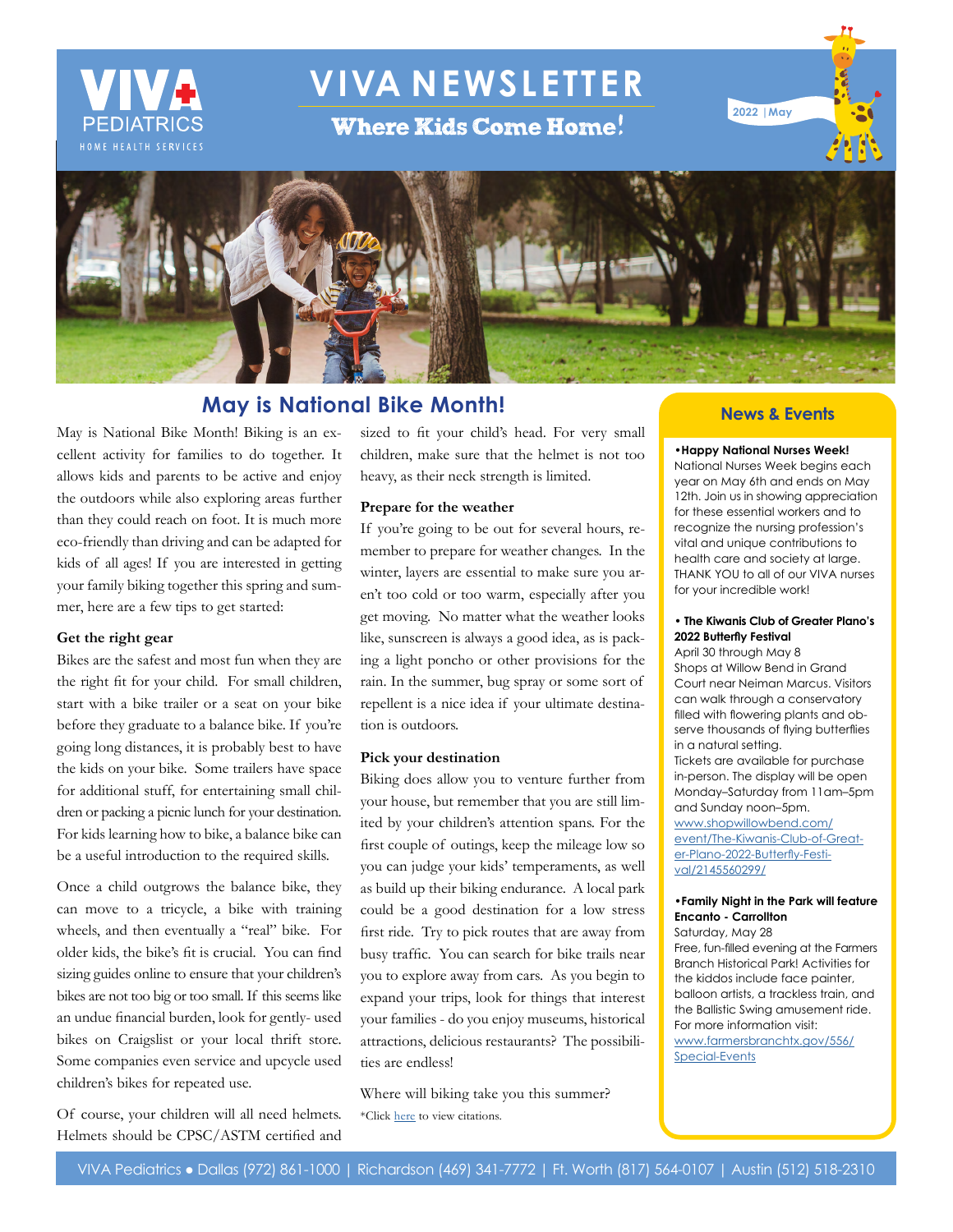# VIVA NEWSLETTER

**Where Kids Come Home!**

VIVA PEDIATRICS HOME HEALTH SERVICES

2022 | May

## May is National Bike Month!

May is National Bike Month! Biking is an excellent activity for families to do together. It allows kids and parents to be active and enjoy the outdoors while also exploring areas further than they could reach on foot. It is much more eco-friendly than driving and can be adapted for kids of all ages! If you are interested in getting your family biking together this spring and summer, here are a few tips to get started:

### Get the right gear

Bikes are the safest and most fun when they are the right fit for your child. For small children, start with a bike trailer or a seat on your bike before they graduate to a balance bike. If you're going long distances, it is probably best to have the kids on your bike. Some trailers have space for additional stuff, for entertaining small children or packing a picnic lunch for your destination. For kids learning how to bike, a balance bike can be a useful introduction to the required skills.

Once a child outgrows the balance bike, they can move to a tricycle, a bike with training wheels, and then eventually a "real" bike. For older kids, the bike's fit is crucial. You can find sizing guides online to ensure that your children's bikes are not too big or too small. If this seems like an undue financial burden, look for gently- used bikes on Craigslist or your local thrift store. Some companies even service and upcycle used children's bikes for repeated use.

Of course, your children will all need helmets. Helmets should be CPSC/ASTM certified and sized to fit your child's head. For very small children, make sure that the helmet is not too heavy, as their neck strength is limited.

### Prepare for the weather

If you're going to be out for several hours, remember to prepare for weather changes. In the winter, layers are essential to make sure you aren't too cold or too warm, especially after you get moving. No matter what the weather looks like, sunscreen is always a good idea, as is packing a light poncho or other provisions for the rain. In the summer, bug spray or some sort of repellent is a nice idea if your ultimate destination is outdoors.

### Pick your destination

Biking does allow you to venture further from your house, but remember that you are still limited by your children's attention spans. For the first couple of outings, keep the mileage low so you can judge your kids' temperaments, as well as build up their biking endurance. A local park could be a good destination for a low stress first ride. Try to pick routes that are away from busy traffic. You can search for bike trails near you to explore away from cars. As you begin to expand your trips, look for things that interest your families - do you enjoy museums, historical attractions, delicious restaurants? The possibilities are endless!

Where will biking take you this summer?

*Click here to view citations.

## News & Events

**•Happy National Nurses Week!**
National Nurses Week begins each year on May 6th and ends on May 12th. Join us in showing appreciation for these essential workers and to recognize the nursing profession's vital and unique contributions to health care and society at large. THANK YOU to all of our VIVA nurses for your incredible work!

**• The Kiwanis Club of Greater Plano's 2022 Butterfly Festival**
April 30 through May 8
Shops at Willow Bend in Grand Court near Neiman Marcus. Visitors can walk through a conservatory filled with flowering plants and observe thousands of flying butterflies in a natural setting.
Tickets are available for purchase in-person. The display will be open Monday–Saturday from 11am–5pm and Sunday noon–5pm.
www.shopwillowbend.com/event/The-Kiwanis-Club-of-Greater-Plano-2022-Butterfly-Festival/2145560299/

**•Family Night in the Park will feature Encanto - Carrollton**
Saturday, May 28
Free, fun-filled evening at the Farmers Branch Historical Park! Activities for the kiddos include face painter, balloon artists, a trackless train, and the Ballistic Swing amusement ride. For more information visit:
www.farmersbranchtx.gov/556/Special-Events

VIVA Pediatrics ● Dallas (972) 861-1000 | Richardson (469) 341-7772 | Ft. Worth (817) 564-0107 | Austin (512) 518-2310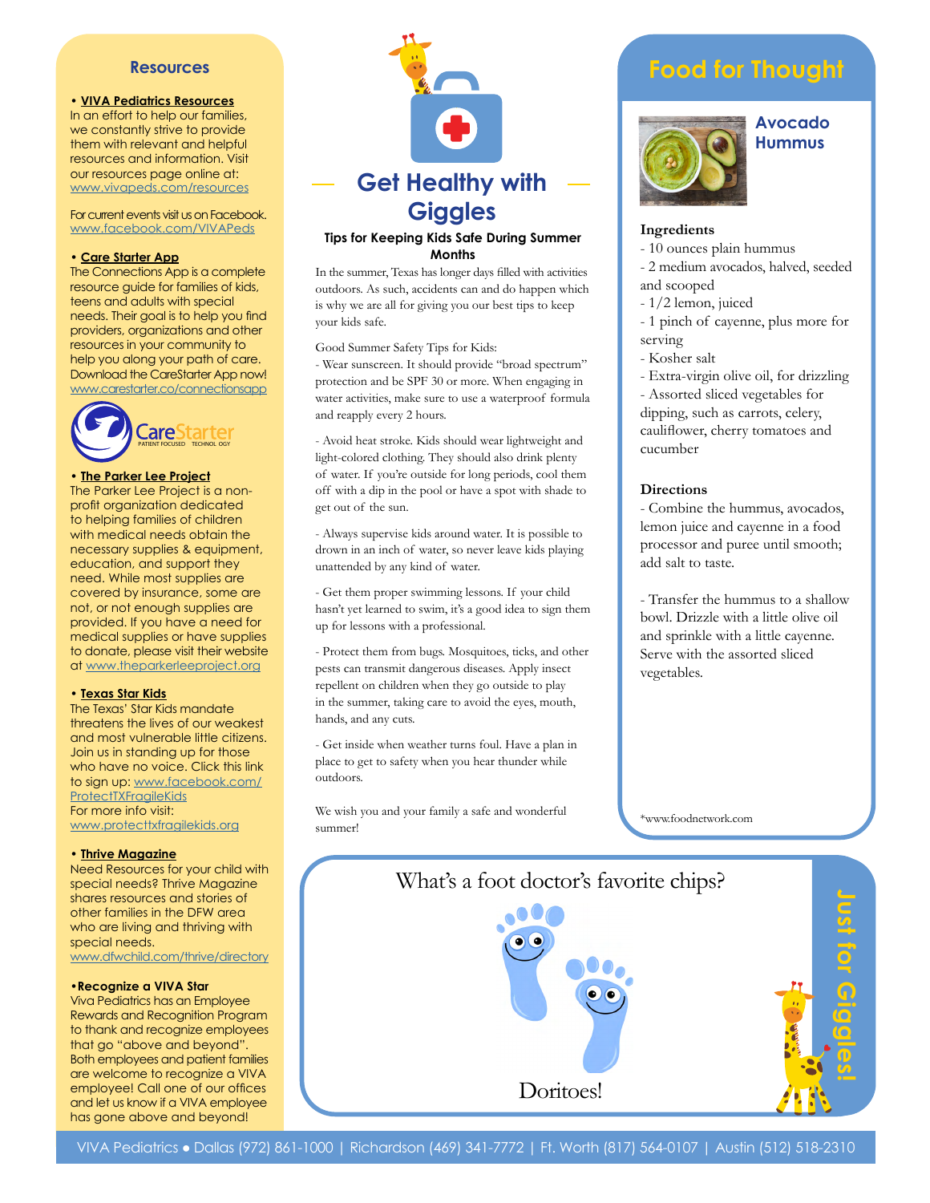## Resources

• **VIVA Pediatrics Resources**
In an effort to help our families, we constantly strive to provide them with relevant and helpful resources and information. Visit our resources page online at: www.vivapeds.com/resources

For current events visit us on Facebook. www.facebook.com/VIVAPeds

• **Care Starter App**
The Connections App is a complete resource guide for families of kids, teens and adults with special needs. Their goal is to help you find providers, organizations and other resources in your community to help you along your path of care. Download the CareStarter App now! www.carestarter.co/connectionsapp

• **The Parker Lee Project**
The Parker Lee Project is a non-profit organization dedicated to helping families of children with medical needs obtain the necessary supplies & equipment, education, and support they need. While most supplies are covered by insurance, some are not, or not enough supplies are provided. If you have a need for medical supplies or have supplies to donate, please visit their website at www.theparkerleeproject.org

• **Texas Star Kids**
The Texas' Star Kids mandate threatens the lives of our weakest and most vulnerable little citizens. Join us in standing up for those who have no voice. Click this link to sign up: www.facebook.com/ProtectTXFragileKids
For more info visit: www.protecttxfragilekids.org

• **Thrive Magazine**
Need Resources for your child with special needs? Thrive Magazine shares resources and stories of other families in the DFW area who are living and thriving with special needs.
www.dfwchild.com/thrive/directory

• **Recognize a VIVA Star**
Viva Pediatrics has an Employee Rewards and Recognition Program to thank and recognize employees that go "above and beyond". Both employees and patient families are welcome to recognize a VIVA employee! Call one of our offices and let us know if a VIVA employee has gone above and beyond!

## Get Healthy with Giggles

**Tips for Keeping Kids Safe During Summer Months**

In the summer, Texas has longer days filled with activities outdoors. As such, accidents can and do happen which is why we are all for giving you our best tips to keep your kids safe.

Good Summer Safety Tips for Kids:
- Wear sunscreen. It should provide "broad spectrum" protection and be SPF 30 or more. When engaging in water activities, make sure to use a waterproof formula and reapply every 2 hours.

- Avoid heat stroke. Kids should wear lightweight and light-colored clothing. They should also drink plenty of water. If you're outside for long periods, cool them off with a dip in the pool or have a spot with shade to get out of the sun.

- Always supervise kids around water. It is possible to drown in an inch of water, so never leave kids playing unattended by any kind of water.

- Get them proper swimming lessons. If your child hasn't yet learned to swim, it's a good idea to sign them up for lessons with a professional.

- Protect them from bugs. Mosquitoes, ticks, and other pests can transmit dangerous diseases. Apply insect repellent on children when they go outside to play in the summer, taking care to avoid the eyes, mouth, hands, and any cuts.

- Get inside when weather turns foul. Have a plan in place to get to safety when you hear thunder while outdoors.

We wish you and your family a safe and wonderful summer!

## Food for Thought

### Avocado Hummus

**Ingredients**
- 10 ounces plain hummus
- 2 medium avocados, halved, seeded and scooped
- 1/2 lemon, juiced
- 1 pinch of cayenne, plus more for serving
- Kosher salt
- Extra-virgin olive oil, for drizzling
- Assorted sliced vegetables for dipping, such as carrots, celery, cauliflower, cherry tomatoes and cucumber

**Directions**
- Combine the hummus, avocados, lemon juice and cayenne in a food processor and puree until smooth; add salt to taste.

- Transfer the hummus to a shallow bowl. Drizzle with a little olive oil and sprinkle with a little cayenne. Serve with the assorted sliced vegetables.

*www.foodnetwork.com

## Just for Giggles!

What's a foot doctor's favorite chips?

Doritoes!

VIVA Pediatrics • Dallas (972) 861-1000 | Richardson (469) 341-7772 | Ft. Worth (817) 564-0107 | Austin (512) 518-2310